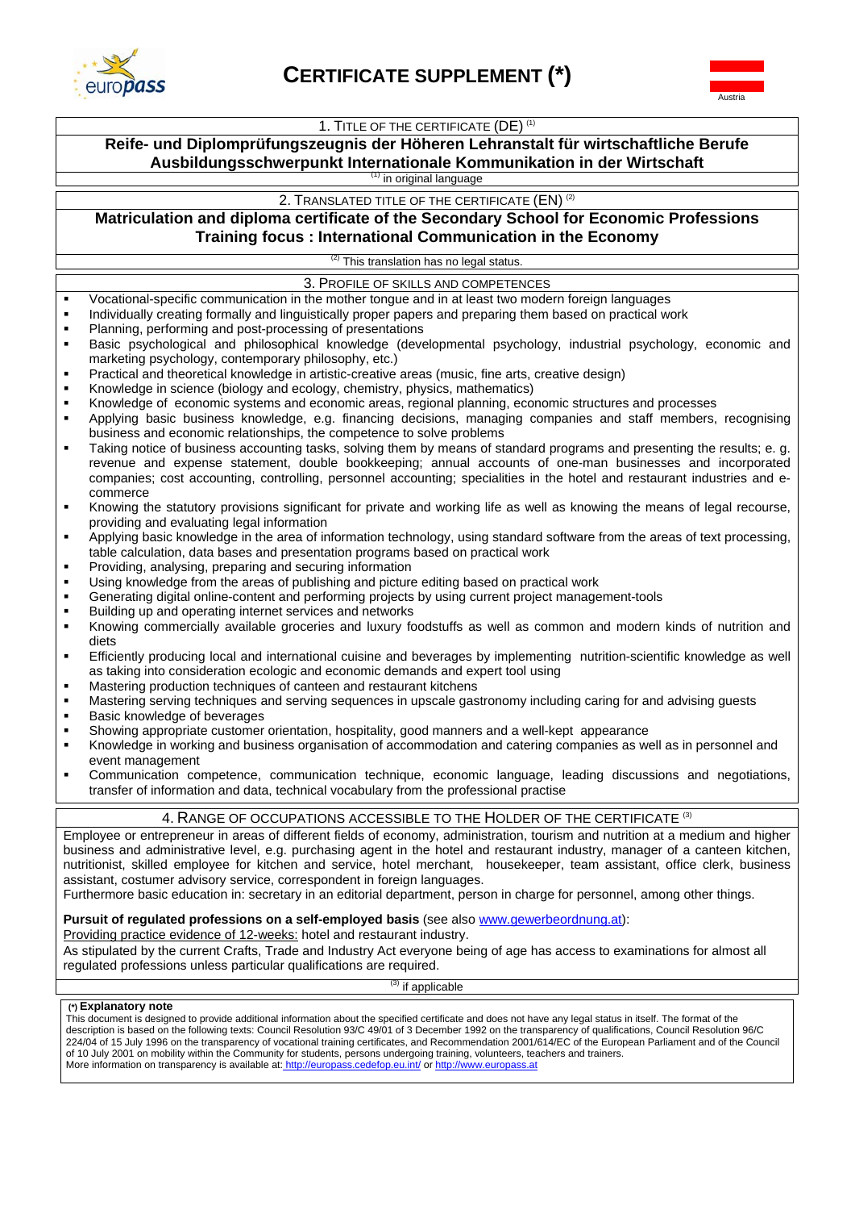# CERTIFICATE SUPPLEMENT (*)

Austria

## 1. Title of the certificate (DE) [1]

**Reife- und Diplomprüfungszeugnis der Höheren Lehranstalt für wirtschaftliche Berufe Ausbildungsschwerpunkt Internationale Kommunikation in der Wirtschaft**

[1] in original language

## 2. Translated title of the certificate (EN) [2]

**Matriculation and diploma certificate of the Secondary School for Economic Professions Training focus : International Communication in the Economy**

[2] This translation has no legal status.

## 3. Profile of skills and competences

- Vocational-specific communication in the mother tongue and in at least two modern foreign languages
- Individually creating formally and linguistically proper papers and preparing them based on practical work
- Planning, performing and post-processing of presentations
- Basic psychological and philosophical knowledge (developmental psychology, industrial psychology, economic and marketing psychology, contemporary philosophy, etc.)
- Practical and theoretical knowledge in artistic-creative areas (music, fine arts, creative design)
- Knowledge in science (biology and ecology, chemistry, physics, mathematics)
- Knowledge of economic systems and economic areas, regional planning, economic structures and processes
- Applying basic business knowledge, e.g. financing decisions, managing companies and staff members, recognising business and economic relationships, the competence to solve problems
- Taking notice of business accounting tasks, solving them by means of standard programs and presenting the results; e. g. revenue and expense statement, double bookkeeping; annual accounts of one-man businesses and incorporated companies; cost accounting, controlling, personnel accounting; specialities in the hotel and restaurant industries and e-commerce
- Knowing the statutory provisions significant for private and working life as well as knowing the means of legal recourse, providing and evaluating legal information
- Applying basic knowledge in the area of information technology, using standard software from the areas of text processing, table calculation, data bases and presentation programs based on practical work
- Providing, analysing, preparing and securing information
- Using knowledge from the areas of publishing and picture editing based on practical work
- Generating digital online-content and performing projects by using current project management-tools
- Building up and operating internet services and networks
- Knowing commercially available groceries and luxury foodstuffs as well as common and modern kinds of nutrition and diets
- Efficiently producing local and international cuisine and beverages by implementing nutrition-scientific knowledge as well as taking into consideration ecologic and economic demands and expert tool using
- Mastering production techniques of canteen and restaurant kitchens
- Mastering serving techniques and serving sequences in upscale gastronomy including caring for and advising guests
- Basic knowledge of beverages
- Showing appropriate customer orientation, hospitality, good manners and a well-kept appearance
- Knowledge in working and business organisation of accommodation and catering companies as well as in personnel and event management
- Communication competence, communication technique, economic language, leading discussions and negotiations, transfer of information and data, technical vocabulary from the professional practise

## 4. Range of occupations accessible to the holder of the certificate [3]

Employee or entrepreneur in areas of different fields of economy, administration, tourism and nutrition at a medium and higher business and administrative level, e.g. purchasing agent in the hotel and restaurant industry, manager of a canteen kitchen, nutritionist, skilled employee for kitchen and service, hotel merchant, housekeeper, team assistant, office clerk, business assistant, costumer advisory service, correspondent in foreign languages.
Furthermore basic education in: secretary in an editorial department, person in charge for personnel, among other things.

**Pursuit of regulated professions on a self-employed basis** (see also www.gewerbeordnung.at):
Providing practice evidence of 12-weeks: hotel and restaurant industry.
As stipulated by the current Crafts, Trade and Industry Act everyone being of age has access to examinations for almost all regulated professions unless particular qualifications are required.

[3] if applicable

**(*) Explanatory note**
This document is designed to provide additional information about the specified certificate and does not have any legal status in itself. The format of the description is based on the following texts: Council Resolution 93/C 49/01 of 3 December 1992 on the transparency of qualifications, Council Resolution 96/C 224/04 of 15 July 1996 on the transparency of vocational training certificates, and Recommendation 2001/614/EC of the European Parliament and of the Council of 10 July 2001 on mobility within the Community for students, persons undergoing training, volunteers, teachers and trainers.
More information on transparency is available at: http://europass.cedefop.eu.int/ or http://www.europass.at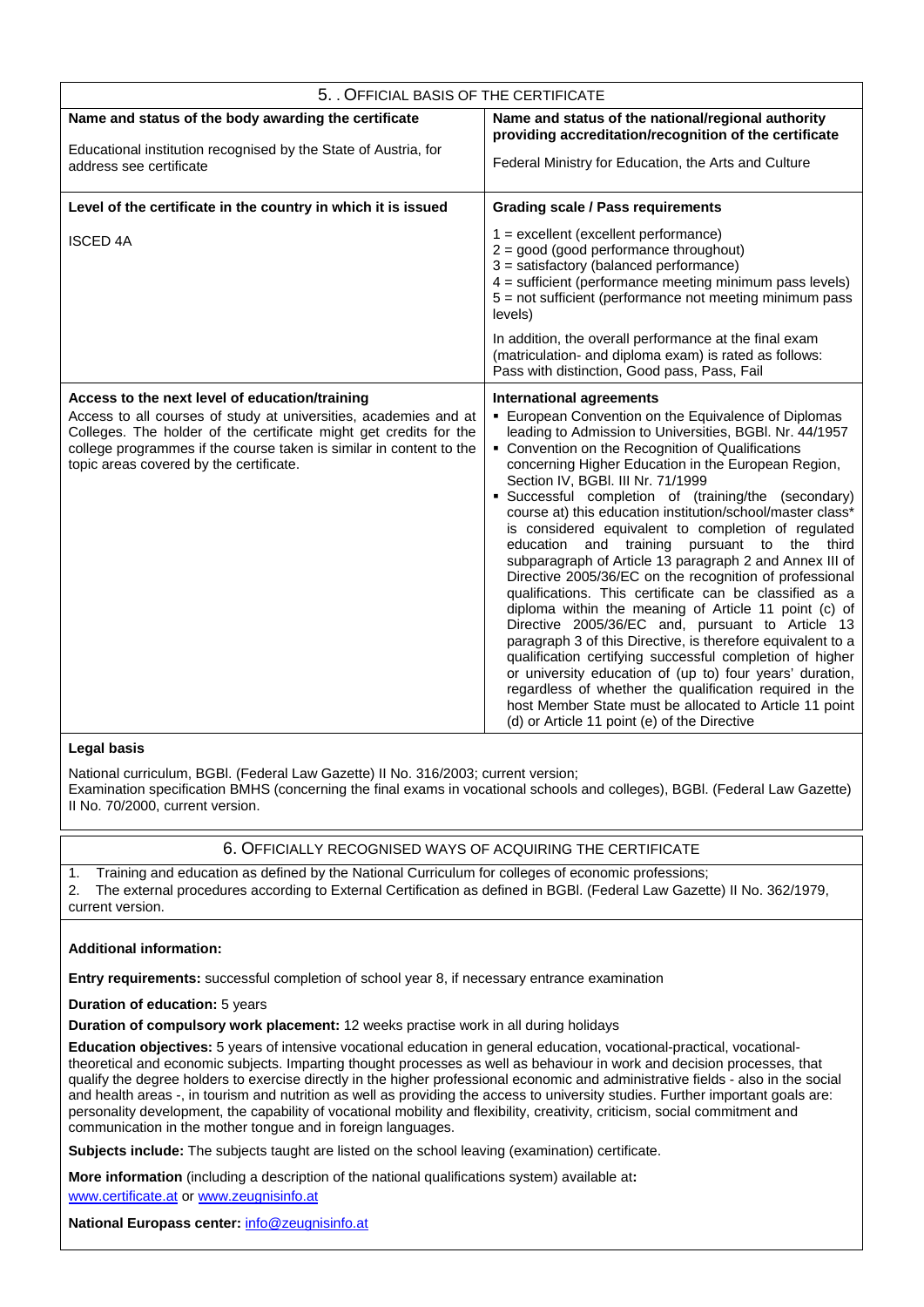## 5. . OFFICIAL BASIS OF THE CERTIFICATE

| | |
|---|---|
| **Name and status of the body awarding the certificate**<br><br>Educational institution recognised by the State of Austria, for address see certificate | **Name and status of the national/regional authority providing accreditation/recognition of the certificate**<br><br>Federal Ministry for Education, the Arts and Culture |
| **Level of the certificate in the country in which it is issued**<br><br>ISCED 4A | **Grading scale / Pass requirements**<br><br>1 = excellent (excellent performance)<br>2 = good (good performance throughout)<br>3 = satisfactory (balanced performance)<br>4 = sufficient (performance meeting minimum pass levels)<br>5 = not sufficient (performance not meeting minimum pass levels)<br><br>In addition, the overall performance at the final exam (matriculation- and diploma exam) is rated as follows: Pass with distinction, Good pass, Pass, Fail |
| **Access to the next level of education/training**<br>Access to all courses of study at universities, academies and at Colleges. The holder of the certificate might get credits for the college programmes if the course taken is similar in content to the topic areas covered by the certificate. | **International agreements**<br>▪ European Convention on the Equivalence of Diplomas leading to Admission to Universities, BGBl. Nr. 44/1957<br>▪ Convention on the Recognition of Qualifications concerning Higher Education in the European Region, Section IV, BGBl. III Nr. 71/1999<br>▪ Successful completion of (training/the (secondary) course at) this education institution/school/master class* is considered equivalent to completion of regulated education and training pursuant to the third subparagraph of Article 13 paragraph 2 and Annex III of Directive 2005/36/EC on the recognition of professional qualifications. This certificate can be classified as a diploma within the meaning of Article 11 point (c) of Directive 2005/36/EC and, pursuant to Article 13 paragraph 3 of this Directive, is therefore equivalent to a qualification certifying successful completion of higher or university education of (up to) four years' duration, regardless of whether the qualification required in the host Member State must be allocated to Article 11 point (d) or Article 11 point (e) of the Directive |

**Legal basis**

National curriculum, BGBl. (Federal Law Gazette) II No. 316/2003; current version;
Examination specification BMHS (concerning the final exams in vocational schools and colleges), BGBl. (Federal Law Gazette) II No. 70/2000, current version.

## 6. OFFICIALLY RECOGNISED WAYS OF ACQUIRING THE CERTIFICATE

1. Training and education as defined by the National Curriculum for colleges of economic professions;
2. The external procedures according to External Certification as defined in BGBl. (Federal Law Gazette) II No. 362/1979, current version.

**Additional information:**

**Entry requirements:** successful completion of school year 8, if necessary entrance examination

**Duration of education:** 5 years

**Duration of compulsory work placement:** 12 weeks practise work in all during holidays

**Education objectives:** 5 years of intensive vocational education in general education, vocational-practical, vocational-theoretical and economic subjects. Imparting thought processes as well as behaviour in work and decision processes, that qualify the degree holders to exercise directly in the higher professional economic and administrative fields - also in the social and health areas -, in tourism and nutrition as well as providing the access to university studies. Further important goals are: personality development, the capability of vocational mobility and flexibility, creativity, criticism, social commitment and communication in the mother tongue and in foreign languages.

**Subjects include:** The subjects taught are listed on the school leaving (examination) certificate.

**More information** (including a description of the national qualifications system) available at**:**
www.certificate.at or www.zeugnisinfo.at

**National Europass center:** info@zeugnisinfo.at